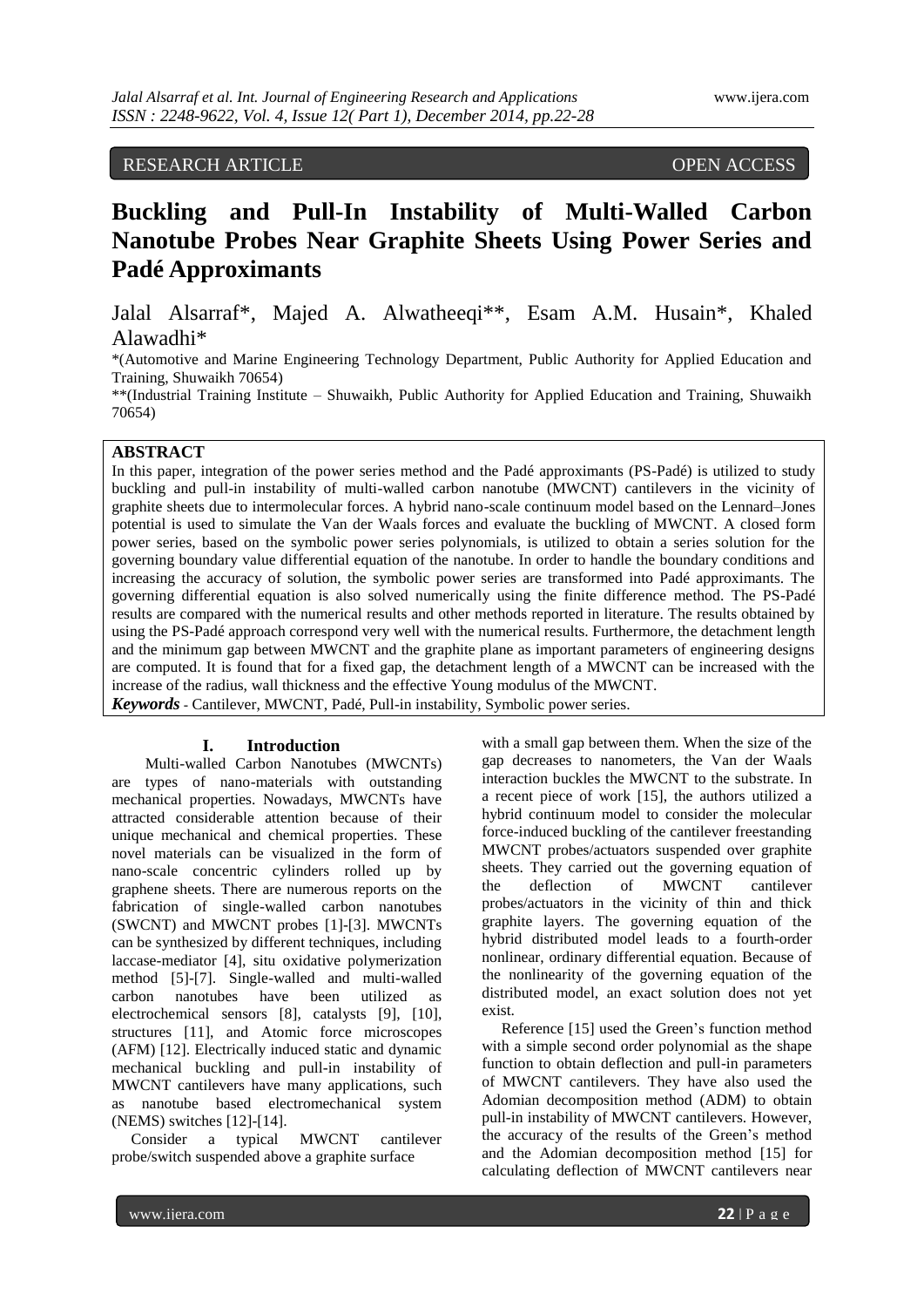RESEARCH ARTICLE OPEN ACCESS

# Buckling and Pull-In Instability of Multi-Walled Carbon Nanotube Probes Near Graphite Sheets Using Power Series and Padé Approximants

Jalal Alsarraf*, Majed A. Alwatheeqi**, Esam A.M. Husain*, Khaled Alawadhi*

*(Automotive and Marine Engineering Technology Department, Public Authority for Applied Education and Training, Shuwaikh 70654)

**(Industrial Training Institute – Shuwaikh, Public Authority for Applied Education and Training, Shuwaikh 70654)

## ABSTRACT

In this paper, integration of the power series method and the Padé approximants (PS-Padé) is utilized to study buckling and pull-in instability of multi-walled carbon nanotube (MWCNT) cantilevers in the vicinity of graphite sheets due to intermolecular forces. A hybrid nano-scale continuum model based on the Lennard–Jones potential is used to simulate the Van der Waals forces and evaluate the buckling of MWCNT. A closed form power series, based on the symbolic power series polynomials, is utilized to obtain a series solution for the governing boundary value differential equation of the nanotube. In order to handle the boundary conditions and increasing the accuracy of solution, the symbolic power series are transformed into Padé approximants. The governing differential equation is also solved numerically using the finite difference method. The PS-Padé results are compared with the numerical results and other methods reported in literature. The results obtained by using the PS-Padé approach correspond very well with the numerical results. Furthermore, the detachment length and the minimum gap between MWCNT and the graphite plane as important parameters of engineering designs are computed. It is found that for a fixed gap, the detachment length of a MWCNT can be increased with the increase of the radius, wall thickness and the effective Young modulus of the MWCNT.

***Keywords*** - Cantilever, MWCNT, Padé, Pull-in instability, Symbolic power series.

## I. Introduction

Multi-walled Carbon Nanotubes (MWCNTs) are types of nano-materials with outstanding mechanical properties. Nowadays, MWCNTs have attracted considerable attention because of their unique mechanical and chemical properties. These novel materials can be visualized in the form of nano-scale concentric cylinders rolled up by graphene sheets. There are numerous reports on the fabrication of single-walled carbon nanotubes (SWCNT) and MWCNT probes [1]-[3]. MWCNTs can be synthesized by different techniques, including laccase-mediator [4], situ oxidative polymerization method [5]-[7]. Single-walled and multi-walled carbon nanotubes have been utilized as electrochemical sensors [8], catalysts [9], [10], structures [11], and Atomic force microscopes (AFM) [12]. Electrically induced static and dynamic mechanical buckling and pull-in instability of MWCNT cantilevers have many applications, such as nanotube based electromechanical system (NEMS) switches [12]-[14].

Consider a typical MWCNT cantilever probe/switch suspended above a graphite surface with a small gap between them. When the size of the gap decreases to nanometers, the Van der Waals interaction buckles the MWCNT to the substrate. In a recent piece of work [15], the authors utilized a hybrid continuum model to consider the molecular force-induced buckling of the cantilever freestanding MWCNT probes/actuators suspended over graphite sheets. They carried out the governing equation of the deflection of MWCNT cantilever probes/actuators in the vicinity of thin and thick graphite layers. The governing equation of the hybrid distributed model leads to a fourth-order nonlinear, ordinary differential equation. Because of the nonlinearity of the governing equation of the distributed model, an exact solution does not yet exist.

Reference [15] used the Green's function method with a simple second order polynomial as the shape function to obtain deflection and pull-in parameters of MWCNT cantilevers. They have also used the Adomian decomposition method (ADM) to obtain pull-in instability of MWCNT cantilevers. However, the accuracy of the results of the Green's method and the Adomian decomposition method [15] for calculating deflection of MWCNT cantilevers near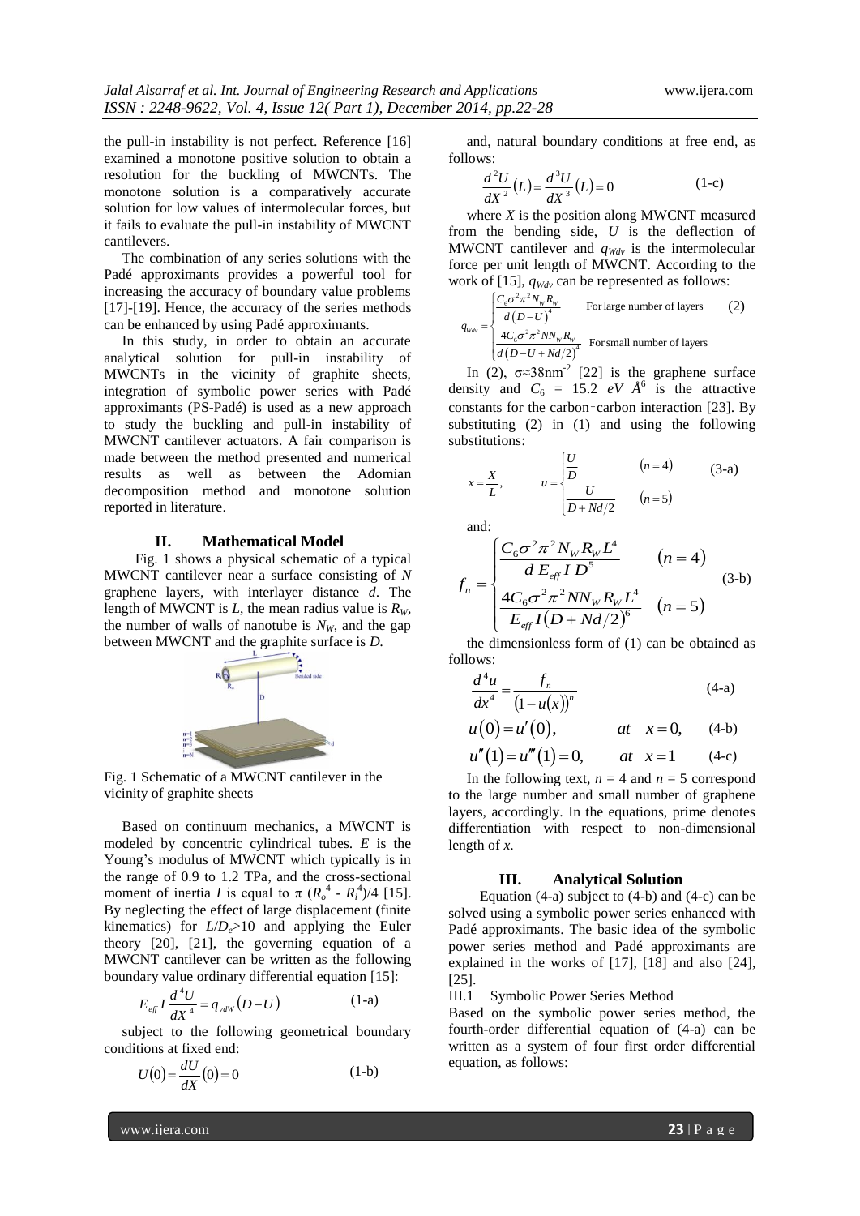the pull-in instability is not perfect. Reference [16] examined a monotone positive solution to obtain a resolution for the buckling of MWCNTs. The monotone solution is a comparatively accurate solution for low values of intermolecular forces, but it fails to evaluate the pull-in instability of MWCNT cantilevers.

The combination of any series solutions with the Padé approximants provides a powerful tool for increasing the accuracy of boundary value problems [17]-[19]. Hence, the accuracy of the series methods can be enhanced by using Padé approximants.

In this study, in order to obtain an accurate analytical solution for pull-in instability of MWCNTs in the vicinity of graphite sheets, integration of symbolic power series with Padé approximants (PS-Padé) is used as a new approach to study the buckling and pull-in instability of MWCNT cantilever actuators. A fair comparison is made between the method presented and numerical results as well as between the Adomian decomposition method and monotone solution reported in literature.

## II. Mathematical Model

Fig. 1 shows a physical schematic of a typical MWCNT cantilever near a surface consisting of $N$ graphene layers, with interlayer distance $d$. The length of MWCNT is $L$, the mean radius value is $R_W$, the number of walls of nanotube is $N_W$, and the gap between MWCNT and the graphite surface is $D$.

Fig. 1 Schematic of a MWCNT cantilever in the vicinity of graphite sheets

Based on continuum mechanics, a MWCNT is modeled by concentric cylindrical tubes. $E$ is the Young's modulus of MWCNT which typically is in the range of 0.9 to 1.2 TPa, and the cross-sectional moment of inertia $I$ is equal to $\pi$ ($R_o^4$ - $R_i^4$)/4 [15]. By neglecting the effect of large displacement (finite kinematics) for $L/D_e$>10 and applying the Euler theory [20], [21], the governing equation of a MWCNT cantilever can be written as the following boundary value ordinary differential equation [15]:

$$E_{eff} I \frac{d^4U}{dX^4} = q_{vdW}\left(D-U\right) \tag{1-a}$$

subject to the following geometrical boundary conditions at fixed end:

$$U(0) = \frac{dU}{dX}(0) = 0 \tag{1-b}$$

and, natural boundary conditions at free end, as follows:

$$\frac{d^2U}{dX^2}(L) = \frac{d^3U}{dX^3}(L) = 0 \tag{1-c}$$

where $X$ is the position along MWCNT measured from the bending side, $U$ is the deflection of MWCNT cantilever and $q_{Wdv}$ is the intermolecular force per unit length of MWCNT. According to the work of [15], $q_{Wdv}$ can be represented as follows:

$$q_{Wdv} = \begin{cases} \dfrac{C_6\sigma^2\pi^2 N_w R_w}{d\left(D-U\right)^4} & \text{For large number of layers} \\ \dfrac{4C_6\sigma^2\pi^2 NN_w R_w}{d\left(D-U+Nd/2\right)^4} & \text{For small number of layers} \end{cases} \tag{2}$$

In (2), $\sigma$≈38nm$^{-2}$ [22] is the graphene surface density and $C_6$ = 15.2 $eV$ $\AA^6$ is the attractive constants for the carbon–carbon interaction [23]. By substituting (2) in (1) and using the following substitutions:

$$x = \frac{X}{L}, \qquad u = \begin{cases} \dfrac{U}{D} & (n=4) \\ \dfrac{U}{D+Nd/2} & (n=5) \end{cases} \tag{3-a}$$

and:

$$f_n = \begin{cases} \dfrac{C_6\sigma^2\pi^2 N_W R_W L^4}{d\, E_{eff} I\, D^5} & (n=4) \\ \dfrac{4C_6\sigma^2\pi^2 NN_W R_W L^4}{E_{eff} I\left(D+Nd/2\right)^6} & (n=5) \end{cases} \tag{3-b}$$

the dimensionless form of (1) can be obtained as follows:

$$\frac{d^4u}{dx^4} = \frac{f_n}{\left(1-u(x)\right)^n} \tag{4-a}$$

$$u(0) = u'(0), \qquad at \quad x=0, \tag{4-b}$$

$$u''(1) = u'''(1) = 0, \qquad at \quad x=1 \tag{4-c}$$

In the following text, $n$ = 4 and $n$ = 5 correspond to the large number and small number of graphene layers, accordingly. In the equations, prime denotes differentiation with respect to non-dimensional length of $x$.

## III. Analytical Solution

Equation (4-a) subject to (4-b) and (4-c) can be solved using a symbolic power series enhanced with Padé approximants. The basic idea of the symbolic power series method and Padé approximants are explained in the works of [17], [18] and also [24], [25].

### III.1 Symbolic Power Series Method

Based on the symbolic power series method, the fourth-order differential equation of (4-a) can be written as a system of four first order differential equation, as follows: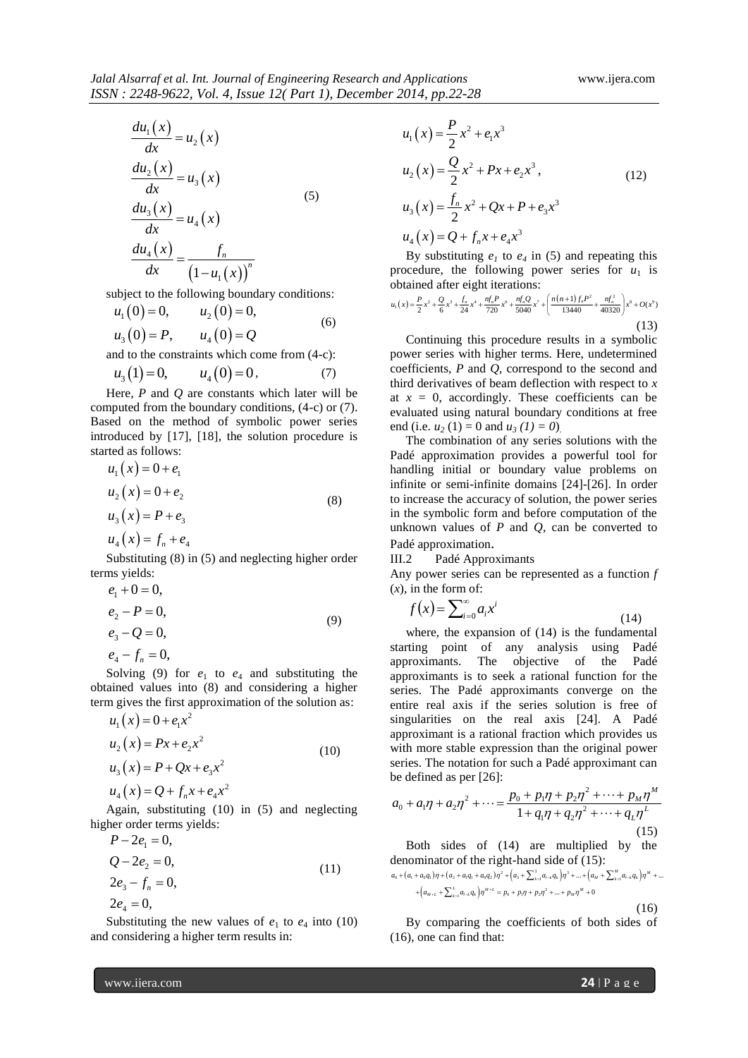$$\begin{aligned}
\frac{du_1(x)}{dx} &= u_2(x) \\
\frac{du_2(x)}{dx} &= u_3(x) \\
\frac{du_3(x)}{dx} &= u_4(x) \\
\frac{du_4(x)}{dx} &= \frac{f_n}{\left(1-u_1(x)\right)^n}
\end{aligned} \tag{5}$$

subject to the following boundary conditions:

$$\begin{aligned}
u_1(0) &= 0, \qquad u_2(0) = 0, \\
u_3(0) &= P, \qquad u_4(0) = Q
\end{aligned} \tag{6}$$

and to the constraints which come from (4-c):

$$u_3(1) = 0, \qquad u_4(0) = 0, \tag{7}$$

Here, $P$ and $Q$ are constants which later will be computed from the boundary conditions, (4-c) or (7). Based on the method of symbolic power series introduced by [17], [18], the solution procedure is started as follows:

$$\begin{aligned}
u_1(x) &= 0 + e_1 \\
u_2(x) &= 0 + e_2 \\
u_3(x) &= P + e_3 \\
u_4(x) &= f_n + e_4
\end{aligned} \tag{8}$$

Substituting (8) in (5) and neglecting higher order terms yields:

$$\begin{aligned}
e_1 + 0 &= 0, \\
e_2 - P &= 0, \\
e_3 - Q &= 0, \\
e_4 - f_n &= 0,
\end{aligned} \tag{9}$$

Solving (9) for $e_1$ to $e_4$ and substituting the obtained values into (8) and considering a higher term gives the first approximation of the solution as:

$$\begin{aligned}
u_1(x) &= 0 + e_1 x^2 \\
u_2(x) &= Px + e_2 x^2 \\
u_3(x) &= P + Qx + e_3 x^2 \\
u_4(x) &= Q + f_n x + e_4 x^2
\end{aligned} \tag{10}$$

Again, substituting (10) in (5) and neglecting higher order terms yields:

$$\begin{aligned}
P - 2e_1 &= 0, \\
Q - 2e_2 &= 0, \\
2e_3 - f_n &= 0, \\
2e_4 &= 0,
\end{aligned} \tag{11}$$

Substituting the new values of $e_1$ to $e_4$ into (10) and considering a higher term results in:

$$\begin{aligned}
u_1(x) &= \frac{P}{2}x^2 + e_1 x^3 \\
u_2(x) &= \frac{Q}{2}x^2 + Px + e_2 x^3, \\
u_3(x) &= \frac{f_n}{2}x^2 + Qx + P + e_3 x^3 \\
u_4(x) &= Q + f_n x + e_4 x^3
\end{aligned} \tag{12}$$

By substituting $e_1$ to $e_4$ in (5) and repeating this procedure, the following power series for $u_1$ is obtained after eight iterations:

$$u_1(x) = \frac{P}{2}x^2 + \frac{Q}{6}x^3 + \frac{f_n}{24}x^4 + \frac{nf_nP}{720}x^6 + \frac{nf_nQ}{5040}x^7 + \left(\frac{n(n+1)f_nP^2}{13440} + \frac{nf_n^2}{40320}\right)x^8 + O(x^9) \tag{13}$$

Continuing this procedure results in a symbolic power series with higher terms. Here, undetermined coefficients, $P$ and $Q$, correspond to the second and third derivatives of beam deflection with respect to $x$ at $x = 0$, accordingly. These coefficients can be evaluated using natural boundary conditions at free end (i.e. $u_2(1) = 0$ and $u_3(1) = 0$).

The combination of any series solutions with the Padé approximation provides a powerful tool for handling initial or boundary value problems on infinite or semi-infinite domains [24]-[26]. In order to increase the accuracy of solution, the power series in the symbolic form and before computation of the unknown values of $P$ and $Q$, can be converted to Padé approximation.

### III.2 Padé Approximants

Any power series can be represented as a function $f(x)$, in the form of:

$$f(x) = \sum_{i=0}^{\infty} a_i x^i \tag{14}$$

where, the expansion of (14) is the fundamental starting point of any analysis using Padé approximants. The objective of the Padé approximants is to seek a rational function for the series. The Padé approximants converge on the entire real axis if the series solution is free of singularities on the real axis [24]. A Padé approximant is a rational fraction which provides us with more stable expression than the original power series. The notation for such a Padé approximant can be defined as per [26]:

$$a_0 + a_1\eta + a_2\eta^2 + \cdots = \frac{p_0 + p_1\eta + p_2\eta^2 + \cdots + p_M\eta^M}{1 + q_1\eta + q_2\eta^2 + \cdots + q_L\eta^L} \tag{15}$$

Both sides of (14) are multiplied by the denominator of the right-hand side of (15):

$$a_0 + (a_1 + a_0q_1)\eta + (a_2 + a_1q_1 + a_0q_2)\eta^2 + \left(a_3 + \sum_{k=1}^{3} a_{3-k}q_k\right)\eta^3 + \ldots + \left(a_M + \sum_{k=1}^{M} a_{M-k}q_k\right)\eta^M + \ldots$$
$$+ \left(a_{M+L} + \sum_{k=1}^{L} a_{M+L-k}q_k\right)\eta^{M+L} = p_0 + p_1\eta + p_2\eta^2 + \ldots + p_M\eta^M + 0 \tag{16}$$

By comparing the coefficients of both sides of (16), one can find that: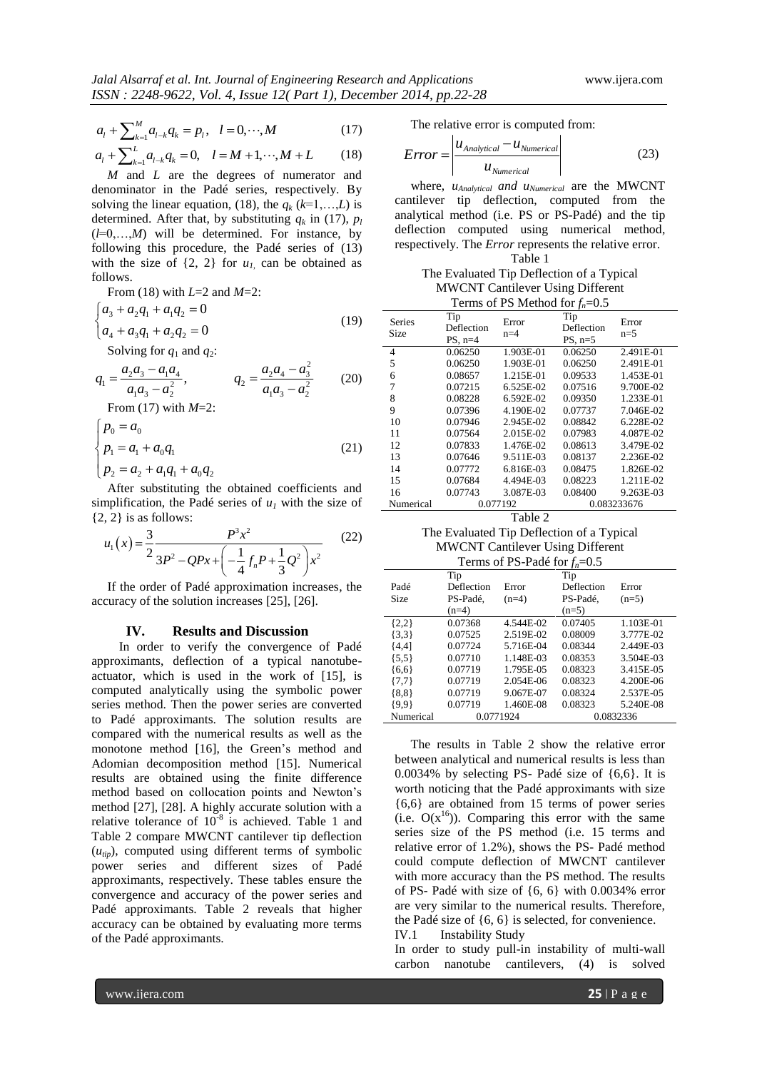$$a_l + \sum_{k=1}^{M} a_{l-k} q_k = p_l, \quad l = 0, \cdots, M \tag{17}$$

$$a_l + \sum_{k=1}^{L} a_{l-k} q_k = 0, \quad l = M+1, \cdots, M+L \tag{18}$$

$M$ and $L$ are the degrees of numerator and denominator in the Padé series, respectively. By solving the linear equation, (18), the $q_k$ ($k$=1,…,$L$) is determined. After that, by substituting $q_k$ in (17), $p_l$ ($l$=0,…,$M$) will be determined. For instance, by following this procedure, the Padé series of (13) with the size of {2, 2} for $u_1$, can be obtained as follows.

From (18) with $L$=2 and $M$=2:

$$\begin{cases} a_3 + a_2 q_1 + a_1 q_2 = 0 \\ a_4 + a_3 q_1 + a_2 q_2 = 0 \end{cases} \tag{19}$$

Solving for $q_1$ and $q_2$:

$$q_1 = \frac{a_2 a_3 - a_1 a_4}{a_1 a_3 - a_2^2}, \qquad q_2 = \frac{a_2 a_4 - a_3^2}{a_1 a_3 - a_2^2} \tag{20}$$

From (17) with $M$=2:

$$\begin{cases} p_0 = a_0 \\ p_1 = a_1 + a_0 q_1 \\ p_2 = a_2 + a_1 q_1 + a_0 q_2 \end{cases} \tag{21}$$

After substituting the obtained coefficients and simplification, the Padé series of $u_1$ with the size of {2, 2} is as follows:

$$u_1(x) = \frac{3}{2} \frac{P^3 x^2}{3P^2 - QPx + \left( -\frac{1}{4} f_n P + \frac{1}{3} Q^2 \right) x^2} \tag{22}$$

If the order of Padé approximation increases, the accuracy of the solution increases [25], [26].

## IV. Results and Discussion

In order to verify the convergence of Padé approximants, deflection of a typical nanotube-actuator, which is used in the work of [15], is computed analytically using the symbolic power series method. Then the power series are converted to Padé approximants. The solution results are compared with the numerical results as well as the monotone method [16], the Green's method and Adomian decomposition method [15]. Numerical results are obtained using the finite difference method based on collocation points and Newton's method [27], [28]. A highly accurate solution with a relative tolerance of $10^{-8}$ is achieved. Table 1 and Table 2 compare MWCNT cantilever tip deflection ($u_{tip}$), computed using different terms of symbolic power series and different sizes of Padé approximants, respectively. These tables ensure the convergence and accuracy of the power series and Padé approximants. Table 2 reveals that higher accuracy can be obtained by evaluating more terms of the Padé approximants.

The relative error is computed from:

$$Error = \left| \frac{u_{Analytical} - u_{Numerical}}{u_{Numerical}} \right| \tag{23}$$

where, $u_{Analytical}$ *and* $u_{Numerical}$ are the MWCNT cantilever tip deflection, computed from the analytical method (i.e. PS or PS-Padé) and the tip deflection computed using numerical method, respectively. The *Error* represents the relative error.

Table 1
The Evaluated Tip Deflection of a Typical MWCNT Cantilever Using Different Terms of PS Method for $f_n$=0.5

| Series Size | Tip Deflection PS, n=4 | Error n=4 | Tip Deflection PS, n=5 | Error n=5 |
|---|---|---|---|---|
| 4 | 0.06250 | 1.903E-01 | 0.06250 | 2.491E-01 |
| 5 | 0.06250 | 1.903E-01 | 0.06250 | 2.491E-01 |
| 6 | 0.08657 | 1.215E-01 | 0.09533 | 1.453E-01 |
| 7 | 0.07215 | 6.525E-02 | 0.07516 | 9.700E-02 |
| 8 | 0.08228 | 6.592E-02 | 0.09350 | 1.233E-01 |
| 9 | 0.07396 | 4.190E-02 | 0.07737 | 7.046E-02 |
| 10 | 0.07946 | 2.945E-02 | 0.08842 | 6.228E-02 |
| 11 | 0.07564 | 2.015E-02 | 0.07983 | 4.087E-02 |
| 12 | 0.07833 | 1.476E-02 | 0.08613 | 3.479E-02 |
| 13 | 0.07646 | 9.511E-03 | 0.08137 | 2.236E-02 |
| 14 | 0.07772 | 6.816E-03 | 0.08475 | 1.826E-02 |
| 15 | 0.07684 | 4.494E-03 | 0.08223 | 1.211E-02 |
| 16 | 0.07743 | 3.087E-03 | 0.08400 | 9.263E-03 |
| Numerical | 0.077192 | | 0.083233676 | |

Table 2
The Evaluated Tip Deflection of a Typical MWCNT Cantilever Using Different Terms of PS-Padé for $f_n$=0.5

| Padé Size | Tip Deflection PS-Padé, (n=4) | Error (n=4) | Tip Deflection PS-Padé, (n=5) | Error (n=5) |
|---|---|---|---|---|
| {2,2} | 0.07368 | 4.544E-02 | 0.07405 | 1.103E-01 |
| {3,3} | 0.07525 | 2.519E-02 | 0.08009 | 3.777E-02 |
| {4,4} | 0.07724 | 5.716E-04 | 0.08344 | 2.449E-03 |
| {5,5} | 0.07710 | 1.148E-03 | 0.08353 | 3.504E-03 |
| {6,6} | 0.07719 | 1.795E-05 | 0.08323 | 3.415E-05 |
| {7,7} | 0.07719 | 2.054E-06 | 0.08323 | 4.200E-06 |
| {8,8} | 0.07719 | 9.067E-07 | 0.08324 | 2.537E-05 |
| {9,9} | 0.07719 | 1.460E-08 | 0.08323 | 5.240E-08 |
| Numerical | 0.0771924 | | 0.0832336 | |

The results in Table 2 show the relative error between analytical and numerical results is less than 0.0034% by selecting PS- Padé size of {6,6}. It is worth noticing that the Padé approximants with size {6,6} are obtained from 15 terms of power series (i.e. $O(x^{16})$). Comparing this error with the same series size of the PS method (i.e. 15 terms and relative error of 1.2%), shows the PS- Padé method could compute deflection of MWCNT cantilever with more accuracy than the PS method. The results of PS- Padé with size of {6, 6} with 0.0034% error are very similar to the numerical results. Therefore, the Padé size of {6, 6} is selected, for convenience.

### IV.1 Instability Study

In order to study pull-in instability of multi-wall carbon nanotube cantilevers, (4) is solved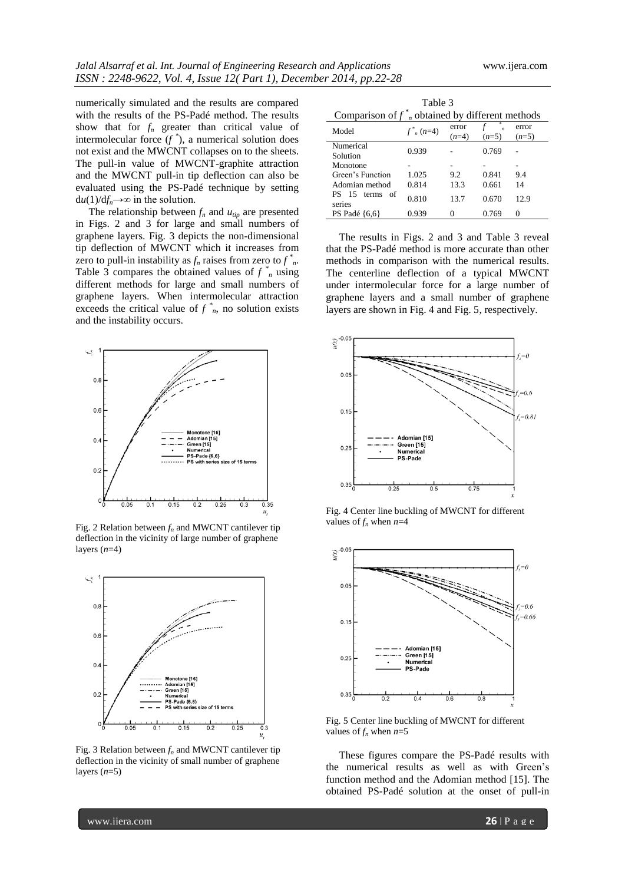numerically simulated and the results are compared with the results of the PS-Padé method. The results show that for $f_n$ greater than critical value of intermolecular force ($f^*$), a numerical solution does not exist and the MWCNT collapses on to the sheets. The pull-in value of MWCNT-graphite attraction and the MWCNT pull-in tip deflection can also be evaluated using the PS-Padé technique by setting $du(1)/df_n \to \infty$ in the solution.

The relationship between $f_n$ and $u_{tip}$ are presented in Figs. 2 and 3 for large and small numbers of graphene layers. Fig. 3 depicts the non-dimensional tip deflection of MWCNT which it increases from zero to pull-in instability as $f_n$ raises from zero to $f^*_n$. Table 3 compares the obtained values of $f^*_n$ using different methods for large and small numbers of graphene layers. When intermolecular attraction exceeds the critical value of $f^*_n$, no solution exists and the instability occurs.

Fig. 2 Relation between $f_n$ and MWCNT cantilever tip deflection in the vicinity of large number of graphene layers ($n$=4)

Fig. 3 Relation between $f_n$ and MWCNT cantilever tip deflection in the vicinity of small number of graphene layers ($n$=5)

Table 3
Comparison of $f^*_n$ obtained by different methods

| Model | $f^*_n$ ($n$=4) | error ($n$=4) | $f^*_n$ ($n$=5) | error ($n$=5) |
|---|---|---|---|---|
| Numerical Solution | 0.939 | - | 0.769 | - |
| Monotone | - | - | - | - |
| Green's Function | 1.025 | 9.2 | 0.841 | 9.4 |
| Adomian method | 0.814 | 13.3 | 0.661 | 14 |
| PS 15 terms of series | 0.810 | 13.7 | 0.670 | 12.9 |
| PS Padé {6,6} | 0.939 | 0 | 0.769 | 0 |

The results in Figs. 2 and 3 and Table 3 reveal that the PS-Padé method is more accurate than other methods in comparison with the numerical results. The centerline deflection of a typical MWCNT under intermolecular force for a large number of graphene layers and a small number of graphene layers are shown in Fig. 4 and Fig. 5, respectively.

Fig. 4 Center line buckling of MWCNT for different values of $f_n$ when $n$=4

Fig. 5 Center line buckling of MWCNT for different values of $f_n$ when $n$=5

These figures compare the PS-Padé results with the numerical results as well as with Green's function method and the Adomian method [15]. The obtained PS-Padé solution at the onset of pull-in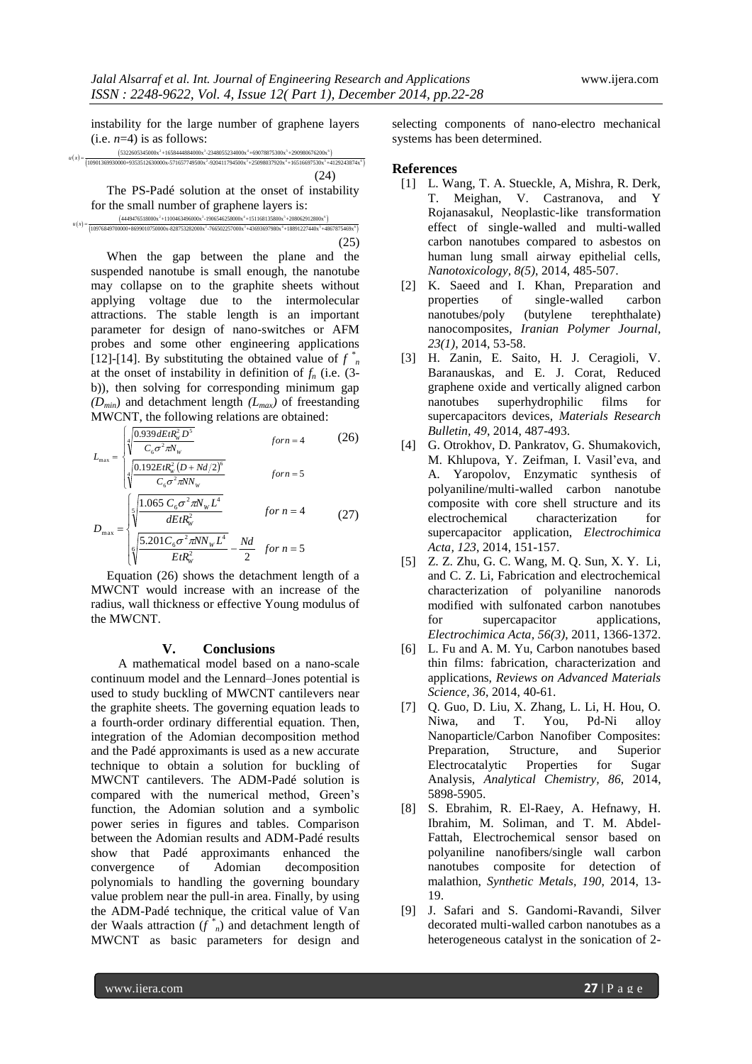instability for the large number of graphene layers (i.e. $n$=4) is as follows:

$$u(x)=\frac{(5322605345000x^2+1658444884000x^3-2348055234000x^4+69078875300x^5+290980676200x^6)}{(10901369930000+9353512630000x-5716577495 00x^2-920411794500x^3+250980379 20x^4+16516697530x^5+4129243874x^6)} \quad (24)$$

The PS-Padé solution at the onset of instability for the small number of graphene layers is:

$$u(x)=\frac{(4449476518000x^2+1100463496000x^3-1906546258000x^4+151168135800x^5+208062912800x^6)}{(10976849700000+8699010750000x-828753282000x^2-766502257000x^3+43693697980x^4+18891227440x^5+4867875469x^6)} \quad (25)$$

When the gap between the plane and the suspended nanotube is small enough, the nanotube may collapse on to the graphite sheets without applying voltage due to the intermolecular attractions. The stable length is an important parameter for design of nano-switches or AFM probes and some other engineering applications [12]-[14]. By substituting the obtained value of $f^*_n$ at the onset of instability in definition of $f_n$ (i.e. (3-b)), then solving for corresponding minimum gap ($D_{min}$) and detachment length ($L_{max}$) of freestanding MWCNT, the following relations are obtained:

$$L_{\max}=\begin{cases}\sqrt[4]{\dfrac{0.939\,dEtR_W^2D^5}{C_6\sigma^2\pi N_W}} & for\; n=4\\[2ex] \sqrt[4]{\dfrac{0.192EtR_W^2\left(D+Nd/2\right)^6}{C_6\sigma^2\pi NN_W}} & for\; n=5\end{cases} \quad (26)$$

$$D_{\max}=\begin{cases}\sqrt[5]{\dfrac{1.065\,C_6\sigma^2\pi N_W L^4}{dEtR_W^2}} & for\; n=4\\[2ex] \sqrt[6]{\dfrac{5.201C_6\sigma^2\pi NN_W L^4}{EtR_W^2}}-\dfrac{Nd}{2} & for\; n=5\end{cases} \quad (27)$$

Equation (26) shows the detachment length of a MWCNT would increase with an increase of the radius, wall thickness or effective Young modulus of the MWCNT.

## V. Conclusions

A mathematical model based on a nano-scale continuum model and the Lennard–Jones potential is used to study buckling of MWCNT cantilevers near the graphite sheets. The governing equation leads to a fourth-order ordinary differential equation. Then, integration of the Adomian decomposition method and the Padé approximants is used as a new accurate technique to obtain a solution for buckling of MWCNT cantilevers. The ADM-Padé solution is compared with the numerical method, Green's function, the Adomian solution and a symbolic power series in figures and tables. Comparison between the Adomian results and ADM-Padé results show that Padé approximants enhanced the convergence of Adomian decomposition polynomials to handling the governing boundary value problem near the pull-in area. Finally, by using the ADM-Padé technique, the critical value of Van der Waals attraction ($f^*_n$) and detachment length of MWCNT as basic parameters for design and selecting components of nano-electro mechanical systems has been determined.

## References

[1] L. Wang, T. A. Stueckle, A, Mishra, R. Derk, T. Meighan, V. Castranova, and Y Rojanasakul, Neoplastic-like transformation effect of single-walled and multi-walled carbon nanotubes compared to asbestos on human lung small airway epithelial cells, *Nanotoxicology, 8(5)*, 2014, 485-507.

[2] K. Saeed and I. Khan, Preparation and properties of single-walled carbon nanotubes/poly (butylene terephthalate) nanocomposites, *Iranian Polymer Journal, 23(1)*, 2014, 53-58.

[3] H. Zanin, E. Saito, H. J. Ceragioli, V. Baranauskas, and E. J. Corat, Reduced graphene oxide and vertically aligned carbon nanotubes superhydrophilic films for supercapacitors devices, *Materials Research Bulletin, 49*, 2014, 487-493.

[4] G. Otrokhov, D. Pankratov, G. Shumakovich, M. Khlupova, Y. Zeifman, I. Vasil'eva, and A. Yaropolov, Enzymatic synthesis of polyaniline/multi-walled carbon nanotube composite with core shell structure and its electrochemical characterization for supercapacitor application, *Electrochimica Acta, 123*, 2014, 151-157.

[5] Z. Z. Zhu, G. C. Wang, M. Q. Sun, X. Y. Li, and C. Z. Li, Fabrication and electrochemical characterization of polyaniline nanorods modified with sulfonated carbon nanotubes for supercapacitor applications, *Electrochimica Acta, 56(3)*, 2011, 1366-1372.

[6] L. Fu and A. M. Yu, Carbon nanotubes based thin films: fabrication, characterization and applications, *Reviews on Advanced Materials Science, 36*, 2014, 40-61.

[7] Q. Guo, D. Liu, X. Zhang, L. Li, H. Hou, O. Niwa, and T. You, Pd-Ni alloy Nanoparticle/Carbon Nanofiber Composites: Preparation, Structure, and Superior Electrocatalytic Properties for Sugar Analysis, *Analytical Chemistry, 86*, 2014, 5898-5905.

[8] S. Ebrahim, R. El-Raey, A. Hefnawy, H. Ibrahim, M. Soliman, and T. M. Abdel-Fattah, Electrochemical sensor based on polyaniline nanofibers/single wall carbon nanotubes composite for detection of malathion, *Synthetic Metals, 190*, 2014, 13-19.

[9] J. Safari and S. Gandomi-Ravandi, Silver decorated multi-walled carbon nanotubes as a heterogeneous catalyst in the sonication of 2-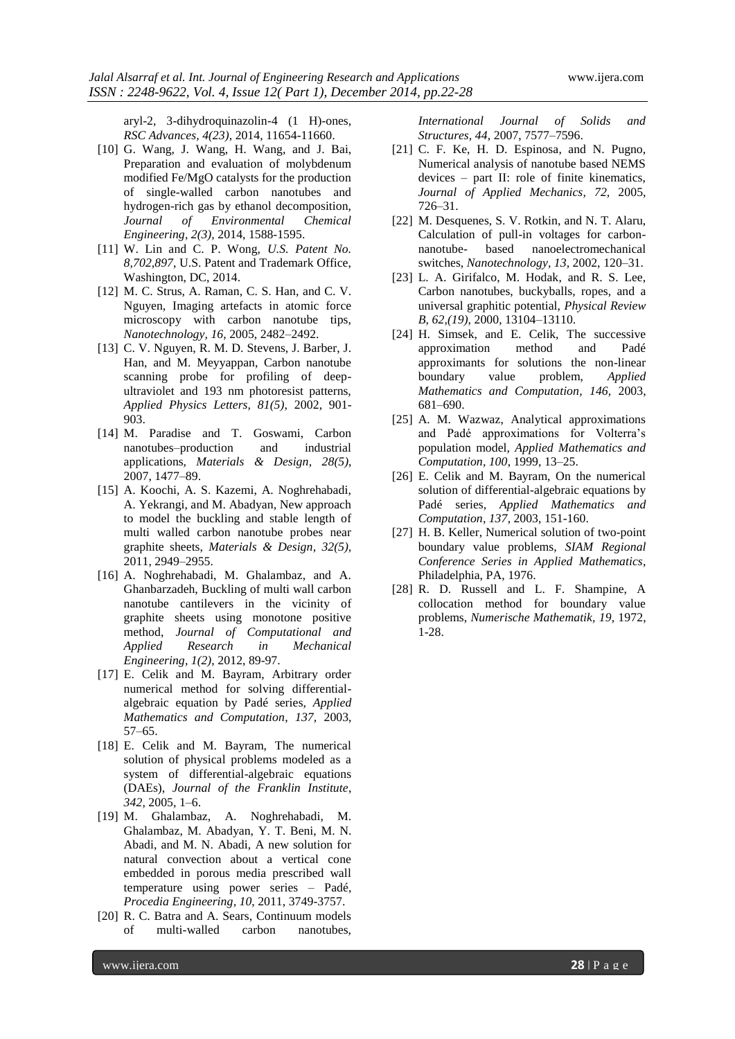aryl-2, 3-dihydroquinazolin-4 (1 H)-ones, *RSC Advances, 4(23)*, 2014, 11654-11660.

[10] G. Wang, J. Wang, H. Wang, and J. Bai, Preparation and evaluation of molybdenum modified Fe/MgO catalysts for the production of single-walled carbon nanotubes and hydrogen-rich gas by ethanol decomposition, *Journal of Environmental Chemical Engineering, 2(3)*, 2014, 1588-1595.

[11] W. Lin and C. P. Wong, *U.S. Patent No. 8,702,897*, U.S. Patent and Trademark Office, Washington, DC, 2014.

[12] M. C. Strus, A. Raman, C. S. Han, and C. V. Nguyen, Imaging artefacts in atomic force microscopy with carbon nanotube tips, *Nanotechnology, 16*, 2005, 2482–2492.

[13] C. V. Nguyen, R. M. D. Stevens, J. Barber, J. Han, and M. Meyyappan, Carbon nanotube scanning probe for profiling of deep-ultraviolet and 193 nm photoresist patterns, *Applied Physics Letters, 81(5)*, 2002, 901-903.

[14] M. Paradise and T. Goswami, Carbon nanotubes–production and industrial applications, *Materials & Design, 28(5)*, 2007, 1477–89.

[15] A. Koochi, A. S. Kazemi, A. Noghrehabadi, A. Yekrangi, and M. Abadyan, New approach to model the buckling and stable length of multi walled carbon nanotube probes near graphite sheets, *Materials & Design, 32(5)*, 2011, 2949–2955.

[16] A. Noghrehabadi, M. Ghalambaz, and A. Ghanbarzadeh, Buckling of multi wall carbon nanotube cantilevers in the vicinity of graphite sheets using monotone positive method, *Journal of Computational and Applied Research in Mechanical Engineering, 1(2)*, 2012, 89-97.

[17] E. Celik and M. Bayram, Arbitrary order numerical method for solving differential-algebraic equation by Padé series, *Applied Mathematics and Computation*, *137,* 2003, 57–65.

[18] E. Celik and M. Bayram, The numerical solution of physical problems modeled as a system of differential-algebraic equations (DAEs), *Journal of the Franklin Institute*, *342,* 2005, 1–6.

[19] M. Ghalambaz, A. Noghrehabadi, M. Ghalambaz, M. Abadyan, Y. T. Beni, M. N. Abadi, and M. N. Abadi, A new solution for natural convection about a vertical cone embedded in porous media prescribed wall temperature using power series – Padé, *Procedia Engineering, 10*, 2011, 3749-3757.

[20] R. C. Batra and A. Sears, Continuum models of multi-walled carbon nanotubes, *International Journal of Solids and Structures, 44*, 2007, 7577–7596.

[21] C. F. Ke, H. D. Espinosa, and N. Pugno, Numerical analysis of nanotube based NEMS devices – part II: role of finite kinematics, *Journal of Applied Mechanics, 72,* 2005, 726–31.

[22] M. Desquenes, S. V. Rotkin, and N. T. Alaru, Calculation of pull-in voltages for carbon-nanotube- based nanoelectromechanical switches, *Nanotechnology, 13,* 2002, 120–31.

[23] L. A. Girifalco, M. Hodak, and R. S. Lee, Carbon nanotubes, buckyballs, ropes, and a universal graphitic potential, *Physical Review B, 62,(19),* 2000, 13104–13110.

[24] H. Simsek, and E. Celik, The successive approximation method and Padé approximants for solutions the non-linear boundary value problem, *Applied Mathematics and Computation, 146,* 2003, 681–690.

[25] A. M. Wazwaz, Analytical approximations and Padé approximations for Volterra's population model, *Applied Mathematics and Computation, 100*, 1999, 13–25.

[26] E. Celik and M. Bayram, On the numerical solution of differential-algebraic equations by Padé series, *Applied Mathematics and Computation, 137,* 2003, 151-160.

[27] H. B. Keller, Numerical solution of two-point boundary value problems, *SIAM Regional Conference Series in Applied Mathematics*, Philadelphia, PA, 1976.

[28] R. D. Russell and L. F. Shampine, A collocation method for boundary value problems, *Numerische Mathematik, 19,* 1972, 1-28.